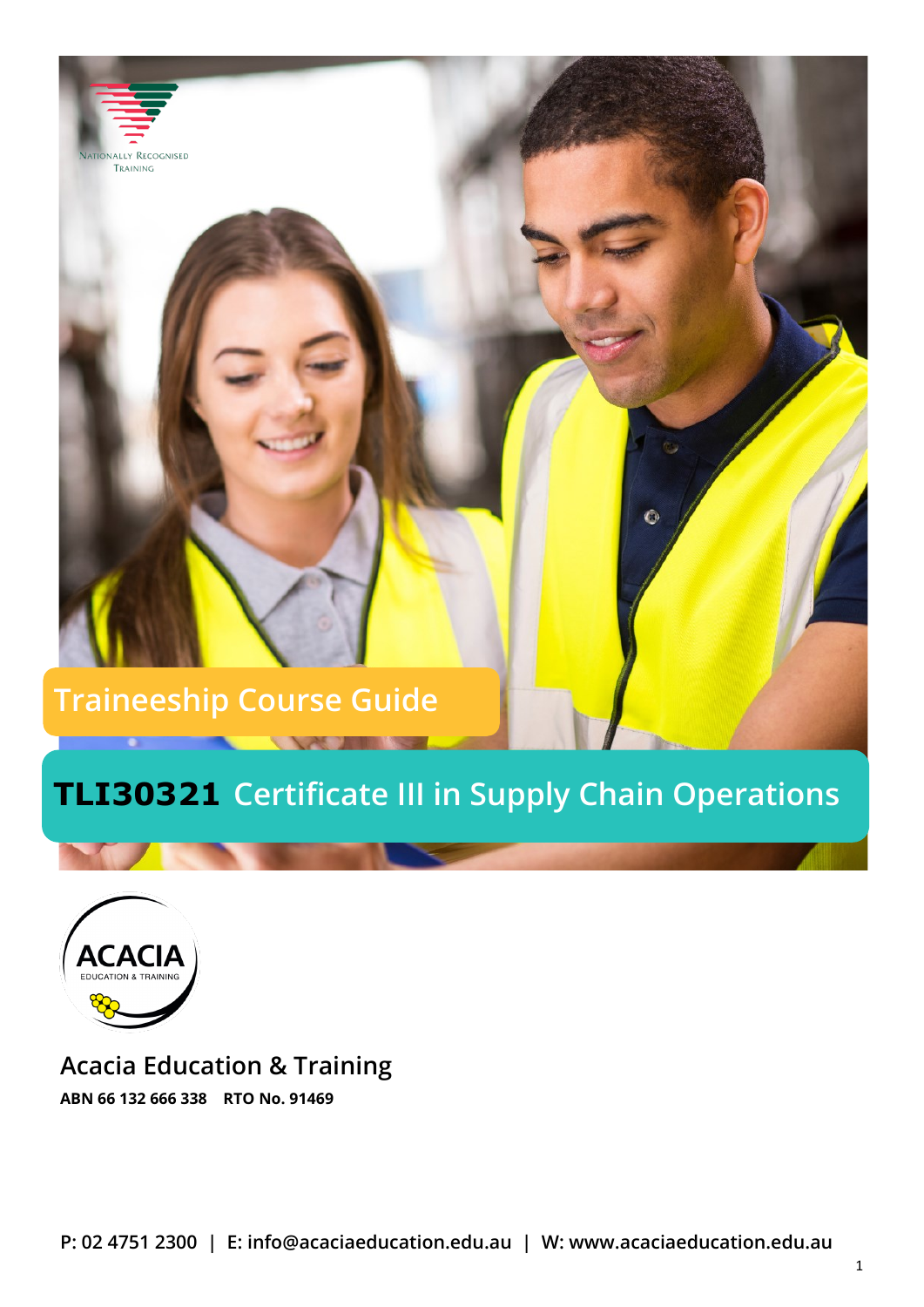NATIONALLY RECOGNISED TRAINING

## Traineeship Course Guide

# TLI30321 Certificate III in Supply Chain Operations

ACACIA EDUCATION & TRAINING

## Acacia Education & Training

**ABN 66 132 666 338    RTO No. 91469**

**P: 02 4751 2300 | E: info@acaciaeducation.edu.au | W: www.acaciaeducation.edu.au**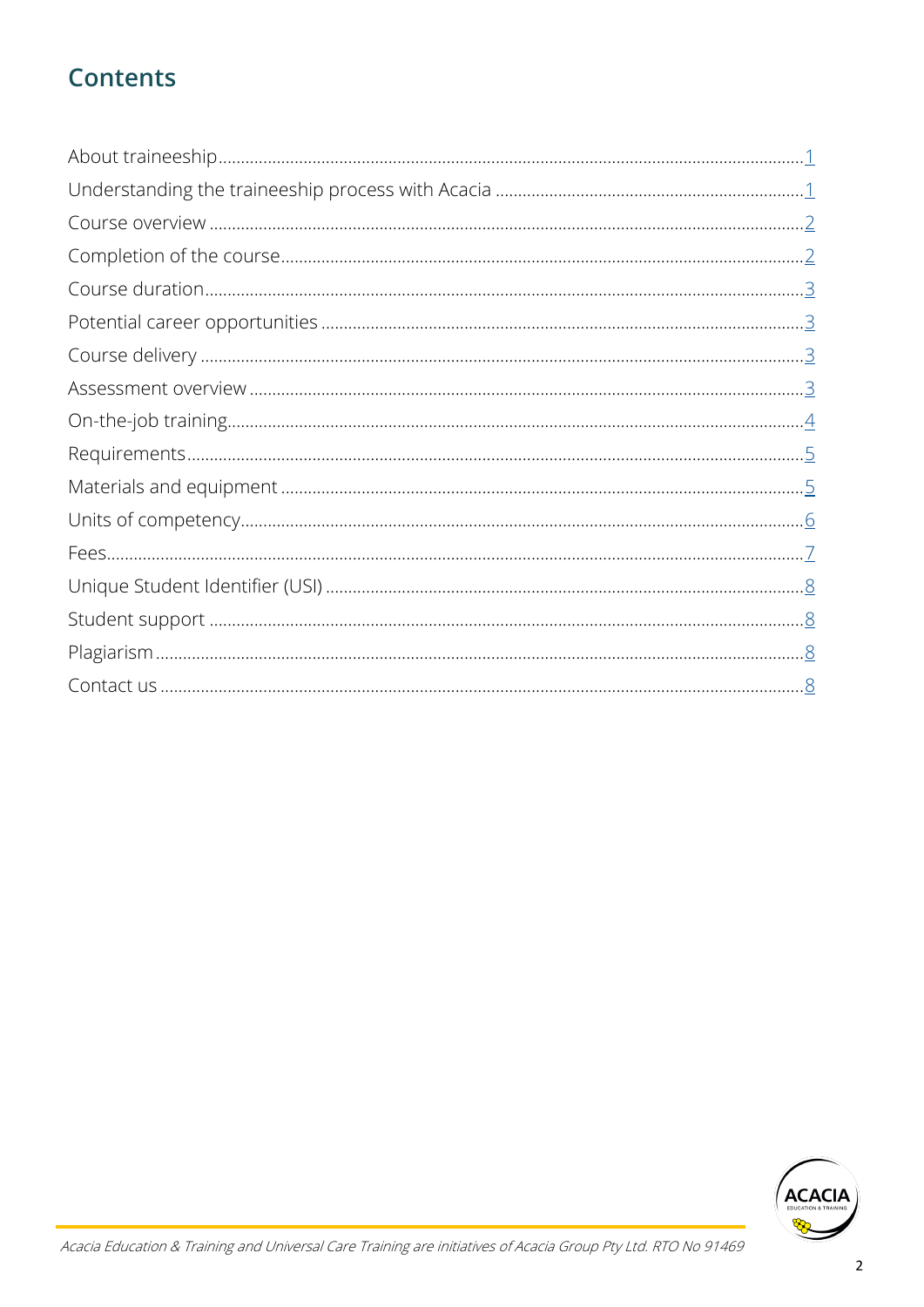## Contents

| | |
|---|---|
| About traineeship | 1 |
| Understanding the traineeship process with Acacia | 1 |
| Course overview | 2 |
| Completion of the course | 2 |
| Course duration | 3 |
| Potential career opportunities | 3 |
| Course delivery | 3 |
| Assessment overview | 3 |
| On-the-job training | 4 |
| Requirements | 5 |
| Materials and equipment | 5 |
| Units of competency | 6 |
| Fees | 7 |
| Unique Student Identifier (USI) | 8 |
| Student support | 8 |
| Plagiarism | 8 |
| Contact us | 8 |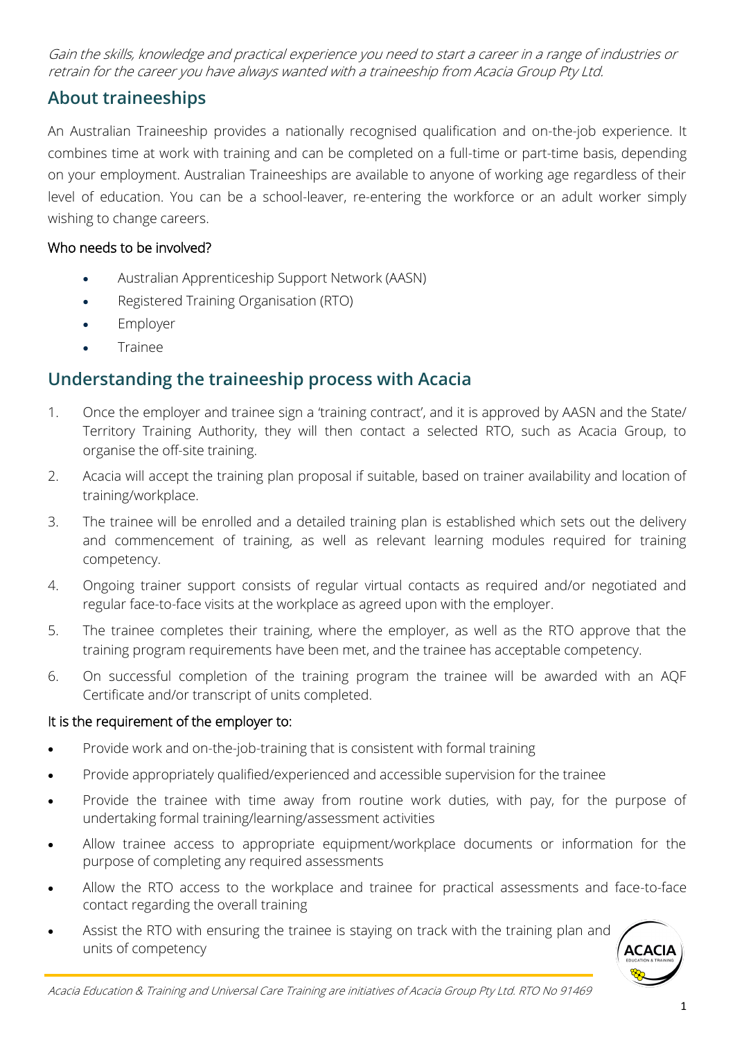*Gain the skills, knowledge and practical experience you need to start a career in a range of industries or retrain for the career you have always wanted with a traineeship from Acacia Group Pty Ltd.*

## About traineeships

An Australian Traineeship provides a nationally recognised qualification and on-the-job experience. It combines time at work with training and can be completed on a full-time or part-time basis, depending on your employment. Australian Traineeships are available to anyone of working age regardless of their level of education. You can be a school-leaver, re-entering the workforce or an adult worker simply wishing to change careers.

### Who needs to be involved?

- Australian Apprenticeship Support Network (AASN)
- Registered Training Organisation (RTO)
- Employer
- Trainee

## Understanding the traineeship process with Acacia

1. Once the employer and trainee sign a 'training contract', and it is approved by AASN and the State/ Territory Training Authority, they will then contact a selected RTO, such as Acacia Group, to organise the off-site training.
2. Acacia will accept the training plan proposal if suitable, based on trainer availability and location of training/workplace.
3. The trainee will be enrolled and a detailed training plan is established which sets out the delivery and commencement of training, as well as relevant learning modules required for training competency.
4. Ongoing trainer support consists of regular virtual contacts as required and/or negotiated and regular face-to-face visits at the workplace as agreed upon with the employer.
5. The trainee completes their training, where the employer, as well as the RTO approve that the training program requirements have been met, and the trainee has acceptable competency.
6. On successful completion of the training program the trainee will be awarded with an AQF Certificate and/or transcript of units completed.

### It is the requirement of the employer to:

- Provide work and on-the-job-training that is consistent with formal training
- Provide appropriately qualified/experienced and accessible supervision for the trainee
- Provide the trainee with time away from routine work duties, with pay, for the purpose of undertaking formal training/learning/assessment activities
- Allow trainee access to appropriate equipment/workplace documents or information for the purpose of completing any required assessments
- Allow the RTO access to the workplace and trainee for practical assessments and face-to-face contact regarding the overall training
- Assist the RTO with ensuring the trainee is staying on track with the training plan and units of competency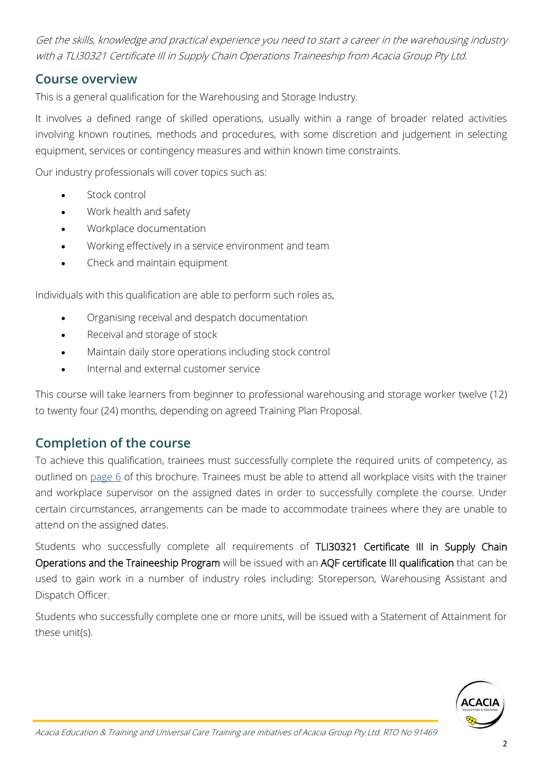*Get the skills, knowledge and practical experience you need to start a career in the warehousing industry with a TLI30321 Certificate III in Supply Chain Operations Traineeship from Acacia Group Pty Ltd.*

## Course overview

This is a general qualification for the Warehousing and Storage Industry.

It involves a defined range of skilled operations, usually within a range of broader related activities involving known routines, methods and procedures, with some discretion and judgement in selecting equipment, services or contingency measures and within known time constraints.

Our industry professionals will cover topics such as:

- Stock control
- Work health and safety
- Workplace documentation
- Working effectively in a service environment and team
- Check and maintain equipment

Individuals with this qualification are able to perform such roles as,

- Organising receival and despatch documentation
- Receival and storage of stock
- Maintain daily store operations including stock control
- Internal and external customer service

This course will take learners from beginner to professional warehousing and storage worker twelve (12) to twenty four (24) months, depending on agreed Training Plan Proposal.

## Completion of the course

To achieve this qualification, trainees must successfully complete the required units of competency, as outlined on page 6 of this brochure. Trainees must be able to attend all workplace visits with the trainer and workplace supervisor on the assigned dates in order to successfully complete the course. Under certain circumstances, arrangements can be made to accommodate trainees where they are unable to attend on the assigned dates.

Students who successfully complete all requirements of **TLI30321 Certificate III in Supply Chain Operations and the Traineeship Program** will be issued with an **AQF certificate III qualification** that can be used to gain work in a number of industry roles including: Storeperson, Warehousing Assistant and Dispatch Officer.

Students who successfully complete one or more units, will be issued with a Statement of Attainment for these unit(s).

*Acacia Education & Training and Universal Care Training are initiatives of Acacia Group Pty Ltd. RTO No 91469*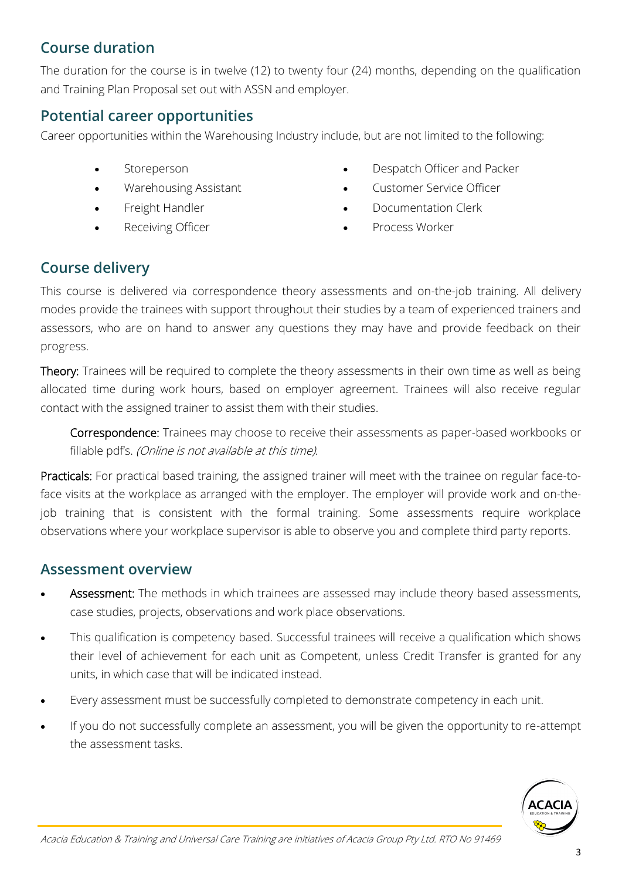## Course duration

The duration for the course is in twelve (12) to twenty four (24) months, depending on the qualification and Training Plan Proposal set out with ASSN and employer.

## Potential career opportunities

Career opportunities within the Warehousing Industry include, but are not limited to the following:

- Storeperson
- Warehousing Assistant
- Freight Handler
- Receiving Officer
- Despatch Officer and Packer
- Customer Service Officer
- Documentation Clerk
- Process Worker

## Course delivery

This course is delivered via correspondence theory assessments and on-the-job training. All delivery modes provide the trainees with support throughout their studies by a team of experienced trainers and assessors, who are on hand to answer any questions they may have and provide feedback on their progress.

**Theory:** Trainees will be required to complete the theory assessments in their own time as well as being allocated time during work hours, based on employer agreement. Trainees will also receive regular contact with the assigned trainer to assist them with their studies.

> **Correspondence:** Trainees may choose to receive their assessments as paper-based workbooks or fillable pdf's. *(Online is not available at this time).*

**Practicals:** For practical based training, the assigned trainer will meet with the trainee on regular face-to-face visits at the workplace as arranged with the employer. The employer will provide work and on-the-job training that is consistent with the formal training. Some assessments require workplace observations where your workplace supervisor is able to observe you and complete third party reports.

## Assessment overview

- **Assessment:** The methods in which trainees are assessed may include theory based assessments, case studies, projects, observations and work place observations.
- This qualification is competency based. Successful trainees will receive a qualification which shows their level of achievement for each unit as Competent, unless Credit Transfer is granted for any units, in which case that will be indicated instead.
- Every assessment must be successfully completed to demonstrate competency in each unit.
- If you do not successfully complete an assessment, you will be given the opportunity to re-attempt the assessment tasks.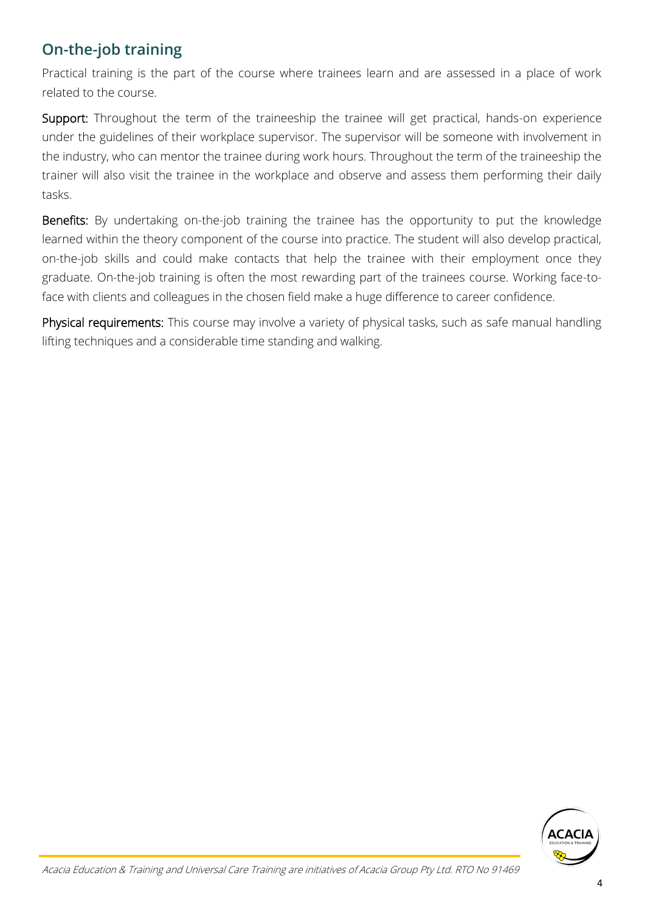## On-the-job training

Practical training is the part of the course where trainees learn and are assessed in a place of work related to the course.

**Support:** Throughout the term of the traineeship the trainee will get practical, hands-on experience under the guidelines of their workplace supervisor. The supervisor will be someone with involvement in the industry, who can mentor the trainee during work hours. Throughout the term of the traineeship the trainer will also visit the trainee in the workplace and observe and assess them performing their daily tasks.

**Benefits:** By undertaking on-the-job training the trainee has the opportunity to put the knowledge learned within the theory component of the course into practice. The student will also develop practical, on-the-job skills and could make contacts that help the trainee with their employment once they graduate. On-the-job training is often the most rewarding part of the trainees course. Working face-to-face with clients and colleagues in the chosen field make a huge difference to career confidence.

**Physical requirements:** This course may involve a variety of physical tasks, such as safe manual handling lifting techniques and a considerable time standing and walking.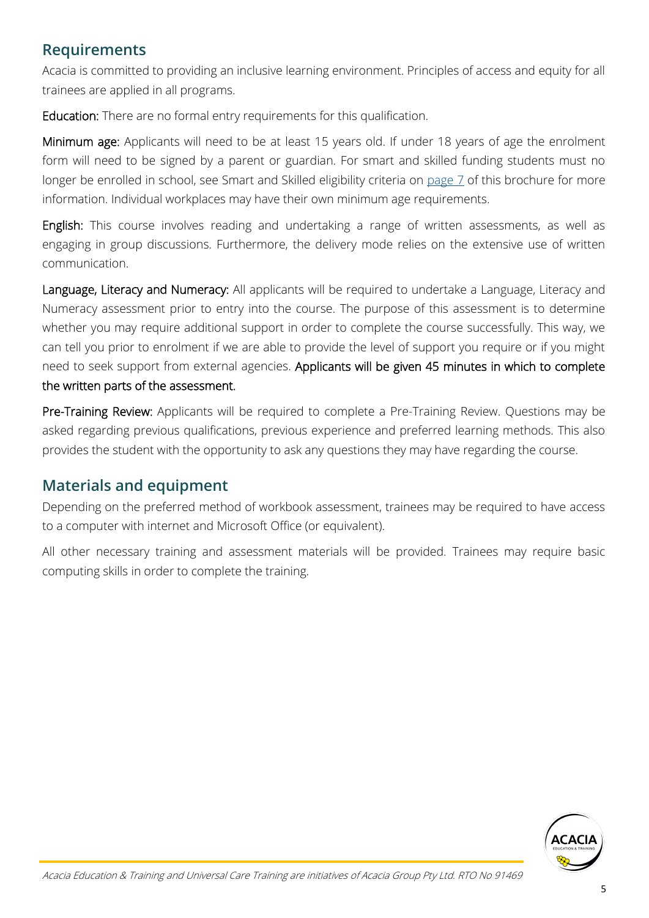## Requirements

Acacia is committed to providing an inclusive learning environment. Principles of access and equity for all trainees are applied in all programs.

**Education:** There are no formal entry requirements for this qualification.

**Minimum age:** Applicants will need to be at least 15 years old. If under 18 years of age the enrolment form will need to be signed by a parent or guardian. For smart and skilled funding students must no longer be enrolled in school, see Smart and Skilled eligibility criteria on page 7 of this brochure for more information. Individual workplaces may have their own minimum age requirements.

**English:** This course involves reading and undertaking a range of written assessments, as well as engaging in group discussions. Furthermore, the delivery mode relies on the extensive use of written communication.

**Language, Literacy and Numeracy:** All applicants will be required to undertake a Language, Literacy and Numeracy assessment prior to entry into the course. The purpose of this assessment is to determine whether you may require additional support in order to complete the course successfully. This way, we can tell you prior to enrolment if we are able to provide the level of support you require or if you might need to seek support from external agencies. **Applicants will be given 45 minutes in which to complete the written parts of the assessment.**

**Pre-Training Review:** Applicants will be required to complete a Pre-Training Review. Questions may be asked regarding previous qualifications, previous experience and preferred learning methods. This also provides the student with the opportunity to ask any questions they may have regarding the course.

## Materials and equipment

Depending on the preferred method of workbook assessment, trainees may be required to have access to a computer with internet and Microsoft Office (or equivalent).

All other necessary training and assessment materials will be provided. Trainees may require basic computing skills in order to complete the training.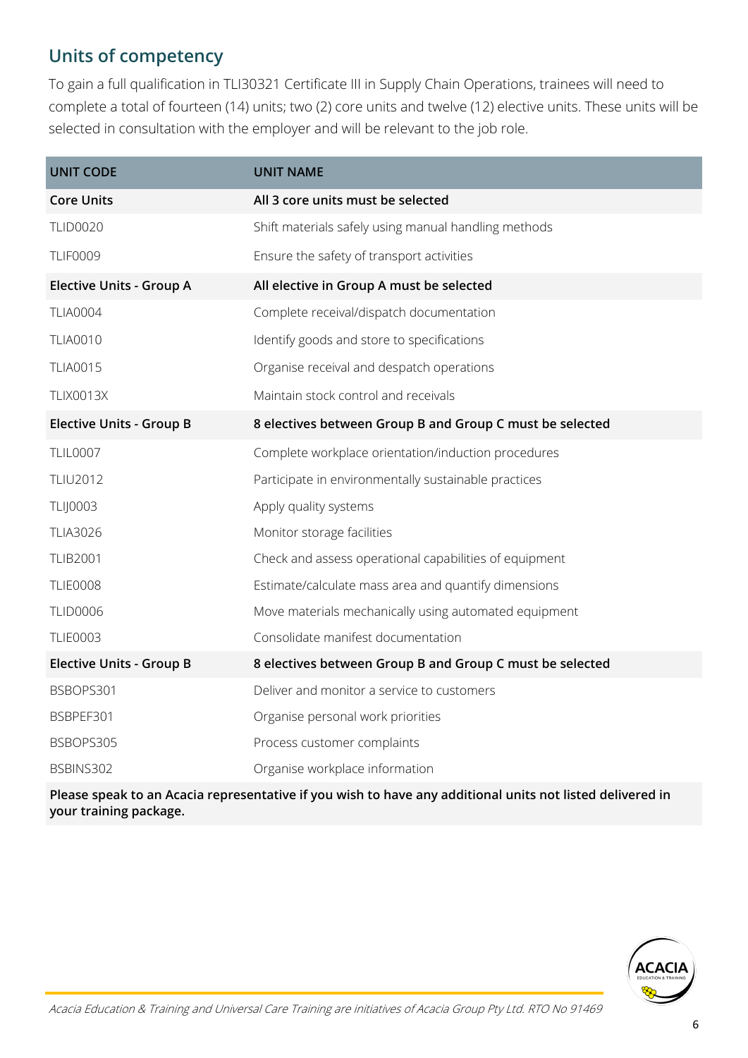## Units of competency

To gain a full qualification in TLI30321 Certificate III in Supply Chain Operations, trainees will need to complete a total of fourteen (14) units; two (2) core units and twelve (12) elective units. These units will be selected in consultation with the employer and will be relevant to the job role.

| UNIT CODE | UNIT NAME |
|---|---|
| **Core Units** | **All 3 core units must be selected** |
| TLID0020 | Shift materials safely using manual handling methods |
| TLIF0009 | Ensure the safety of transport activities |
| **Elective Units - Group A** | **All elective in Group A must be selected** |
| TLIA0004 | Complete receival/dispatch documentation |
| TLIA0010 | Identify goods and store to specifications |
| TLIA0015 | Organise receival and despatch operations |
| TLIX0013X | Maintain stock control and receivals |
| **Elective Units - Group B** | **8 electives between Group B and Group C must be selected** |
| TLIL0007 | Complete workplace orientation/induction procedures |
| TLIU2012 | Participate in environmentally sustainable practices |
| TLIJ0003 | Apply quality systems |
| TLIA3026 | Monitor storage facilities |
| TLIB2001 | Check and assess operational capabilities of equipment |
| TLIE0008 | Estimate/calculate mass area and quantify dimensions |
| TLID0006 | Move materials mechanically using automated equipment |
| TLIE0003 | Consolidate manifest documentation |
| **Elective Units - Group B** | **8 electives between Group B and Group C must be selected** |
| BSBOPS301 | Deliver and monitor a service to customers |
| BSBPEF301 | Organise personal work priorities |
| BSBOPS305 | Process customer complaints |
| BSBINS302 | Organise workplace information |

**Please speak to an Acacia representative if you wish to have any additional units not listed delivered in your training package.**

*Acacia Education & Training and Universal Care Training are initiatives of Acacia Group Pty Ltd. RTO No 91469*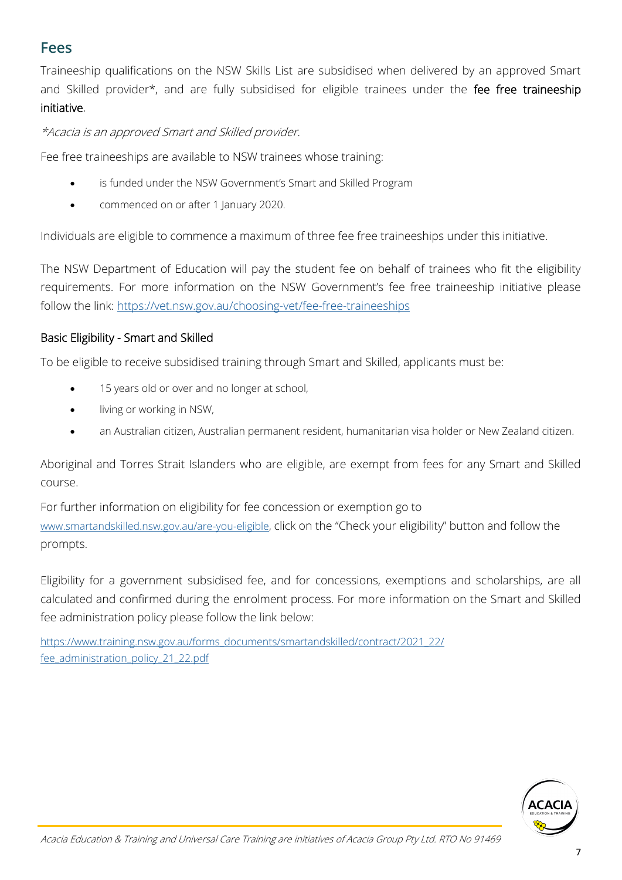## Fees

Traineeship qualifications on the NSW Skills List are subsidised when delivered by an approved Smart and Skilled provider*, and are fully subsidised for eligible trainees under the **fee free traineeship initiative**.

*\*Acacia is an approved Smart and Skilled provider.*

Fee free traineeships are available to NSW trainees whose training:

- is funded under the NSW Government's Smart and Skilled Program
- commenced on or after 1 January 2020.

Individuals are eligible to commence a maximum of three fee free traineeships under this initiative.

The NSW Department of Education will pay the student fee on behalf of trainees who fit the eligibility requirements. For more information on the NSW Government's fee free traineeship initiative please follow the link: https://vet.nsw.gov.au/choosing-vet/fee-free-traineeships

### Basic Eligibility - Smart and Skilled

To be eligible to receive subsidised training through Smart and Skilled, applicants must be:

- 15 years old or over and no longer at school,
- living or working in NSW,
- an Australian citizen, Australian permanent resident, humanitarian visa holder or New Zealand citizen.

Aboriginal and Torres Strait Islanders who are eligible, are exempt from fees for any Smart and Skilled course.

For further information on eligibility for fee concession or exemption go to www.smartandskilled.nsw.gov.au/are-you-eligible, click on the "Check your eligibility" button and follow the prompts.

Eligibility for a government subsidised fee, and for concessions, exemptions and scholarships, are all calculated and confirmed during the enrolment process. For more information on the Smart and Skilled fee administration policy please follow the link below:

https://www.training.nsw.gov.au/forms_documents/smartandskilled/contract/2021_22/fee_administration_policy_21_22.pdf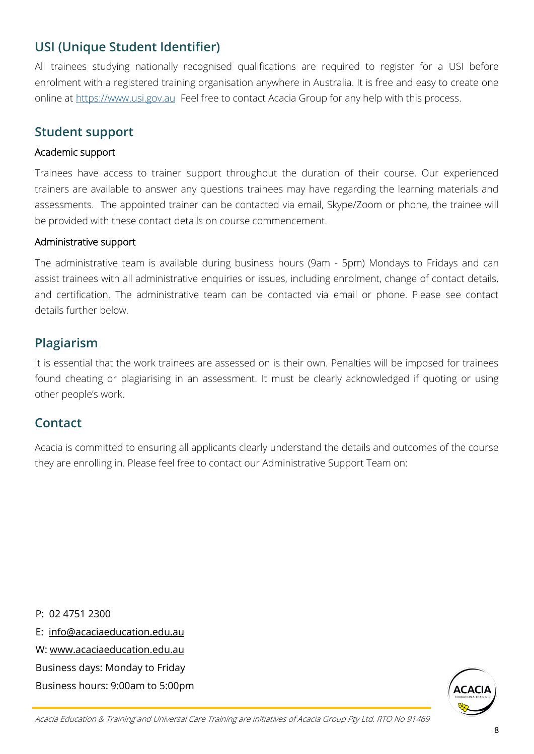## USI (Unique Student Identifier)

All trainees studying nationally recognised qualifications are required to register for a USI before enrolment with a registered training organisation anywhere in Australia. It is free and easy to create one online at [https://www.usi.gov.au](https://www.usi.gov.au) Feel free to contact Acacia Group for any help with this process.

## Student support

### Academic support

Trainees have access to trainer support throughout the duration of their course. Our experienced trainers are available to answer any questions trainees may have regarding the learning materials and assessments. The appointed trainer can be contacted via email, Skype/Zoom or phone, the trainee will be provided with these contact details on course commencement.

### Administrative support

The administrative team is available during business hours (9am - 5pm) Mondays to Fridays and can assist trainees with all administrative enquiries or issues, including enrolment, change of contact details, and certification. The administrative team can be contacted via email or phone. Please see contact details further below.

## Plagiarism

It is essential that the work trainees are assessed on is their own. Penalties will be imposed for trainees found cheating or plagiarising in an assessment. It must be clearly acknowledged if quoting or using other people's work.

## Contact

Acacia is committed to ensuring all applicants clearly understand the details and outcomes of the course they are enrolling in. Please feel free to contact our Administrative Support Team on:

P: 02 4751 2300
E: [info@acaciaeducation.edu.au](mailto:info@acaciaeducation.edu.au)
W: [www.acaciaeducation.edu.au](http://www.acaciaeducation.edu.au)
Business days: Monday to Friday
Business hours: 9:00am to 5:00pm